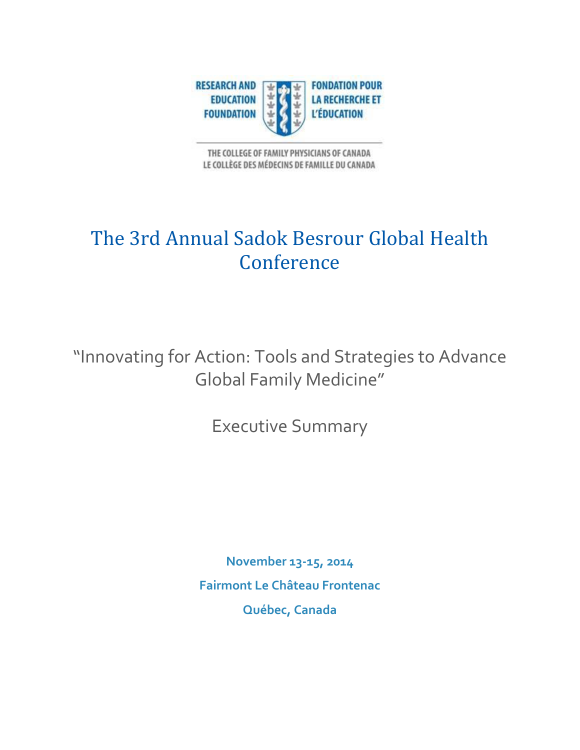RESEARCH AND EDUCATION FOUNDATION

FONDATION POUR LA RECHERCHE ET L'ÉDUCATION

THE COLLEGE OF FAMILY PHYSICIANS OF CANADA
LE COLLÈGE DES MÉDECINS DE FAMILLE DU CANADA

# The 3rd Annual Sadok Besrour Global Health Conference

## "Innovating for Action: Tools and Strategies to Advance Global Family Medicine"

## Executive Summary

**November 13-15, 2014**

**Fairmont Le Château Frontenac**

**Québec, Canada**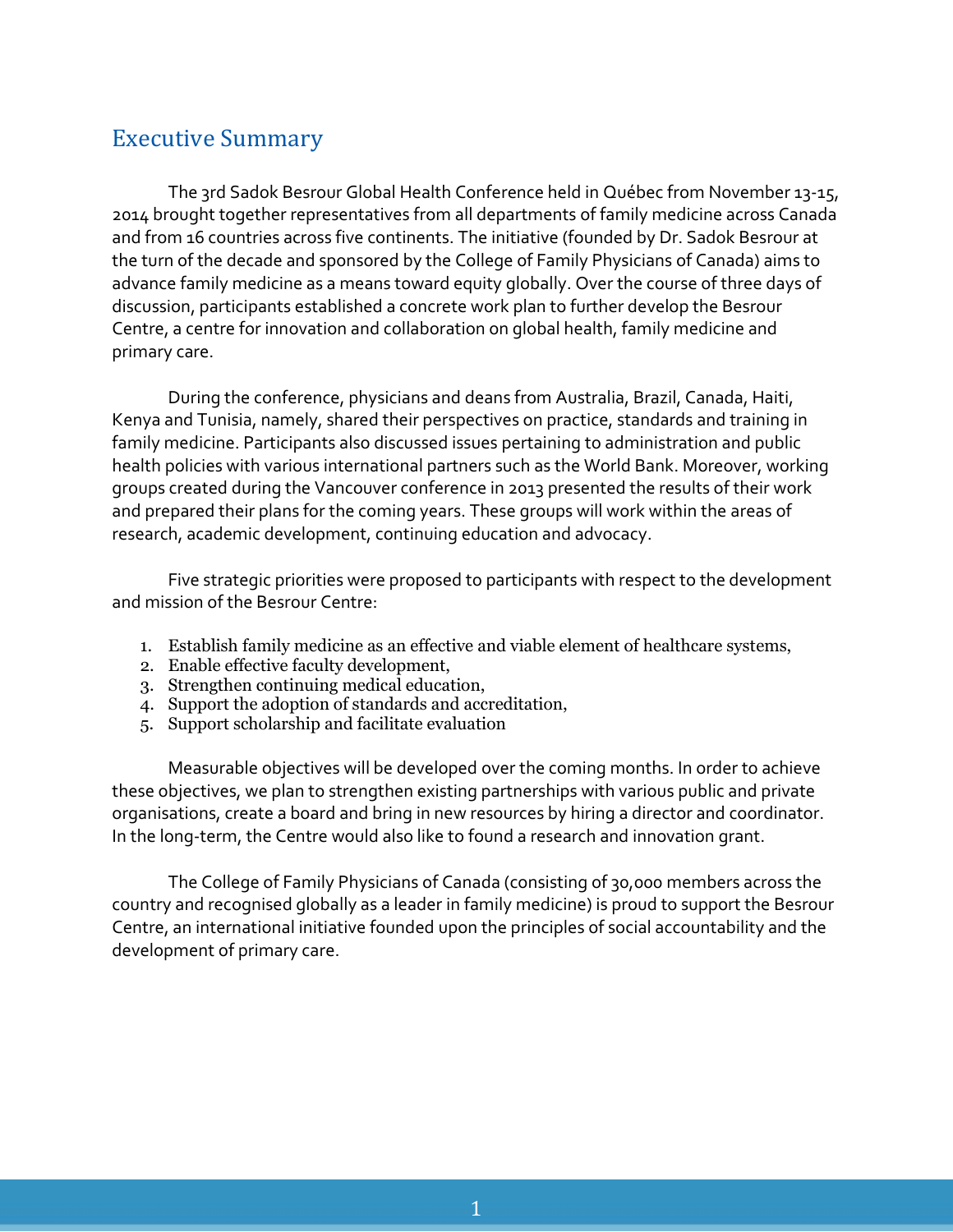## Executive Summary

The 3rd Sadok Besrour Global Health Conference held in Québec from November 13-15, 2014 brought together representatives from all departments of family medicine across Canada and from 16 countries across five continents. The initiative (founded by Dr. Sadok Besrour at the turn of the decade and sponsored by the College of Family Physicians of Canada) aims to advance family medicine as a means toward equity globally. Over the course of three days of discussion, participants established a concrete work plan to further develop the Besrour Centre, a centre for innovation and collaboration on global health, family medicine and primary care.

During the conference, physicians and deans from Australia, Brazil, Canada, Haiti, Kenya and Tunisia, namely, shared their perspectives on practice, standards and training in family medicine. Participants also discussed issues pertaining to administration and public health policies with various international partners such as the World Bank. Moreover, working groups created during the Vancouver conference in 2013 presented the results of their work and prepared their plans for the coming years. These groups will work within the areas of research, academic development, continuing education and advocacy.

Five strategic priorities were proposed to participants with respect to the development and mission of the Besrour Centre:

1. Establish family medicine as an effective and viable element of healthcare systems,
2. Enable effective faculty development,
3. Strengthen continuing medical education,
4. Support the adoption of standards and accreditation,
5. Support scholarship and facilitate evaluation

Measurable objectives will be developed over the coming months. In order to achieve these objectives, we plan to strengthen existing partnerships with various public and private organisations, create a board and bring in new resources by hiring a director and coordinator. In the long-term, the Centre would also like to found a research and innovation grant.

The College of Family Physicians of Canada (consisting of 30,000 members across the country and recognised globally as a leader in family medicine) is proud to support the Besrour Centre, an international initiative founded upon the principles of social accountability and the development of primary care.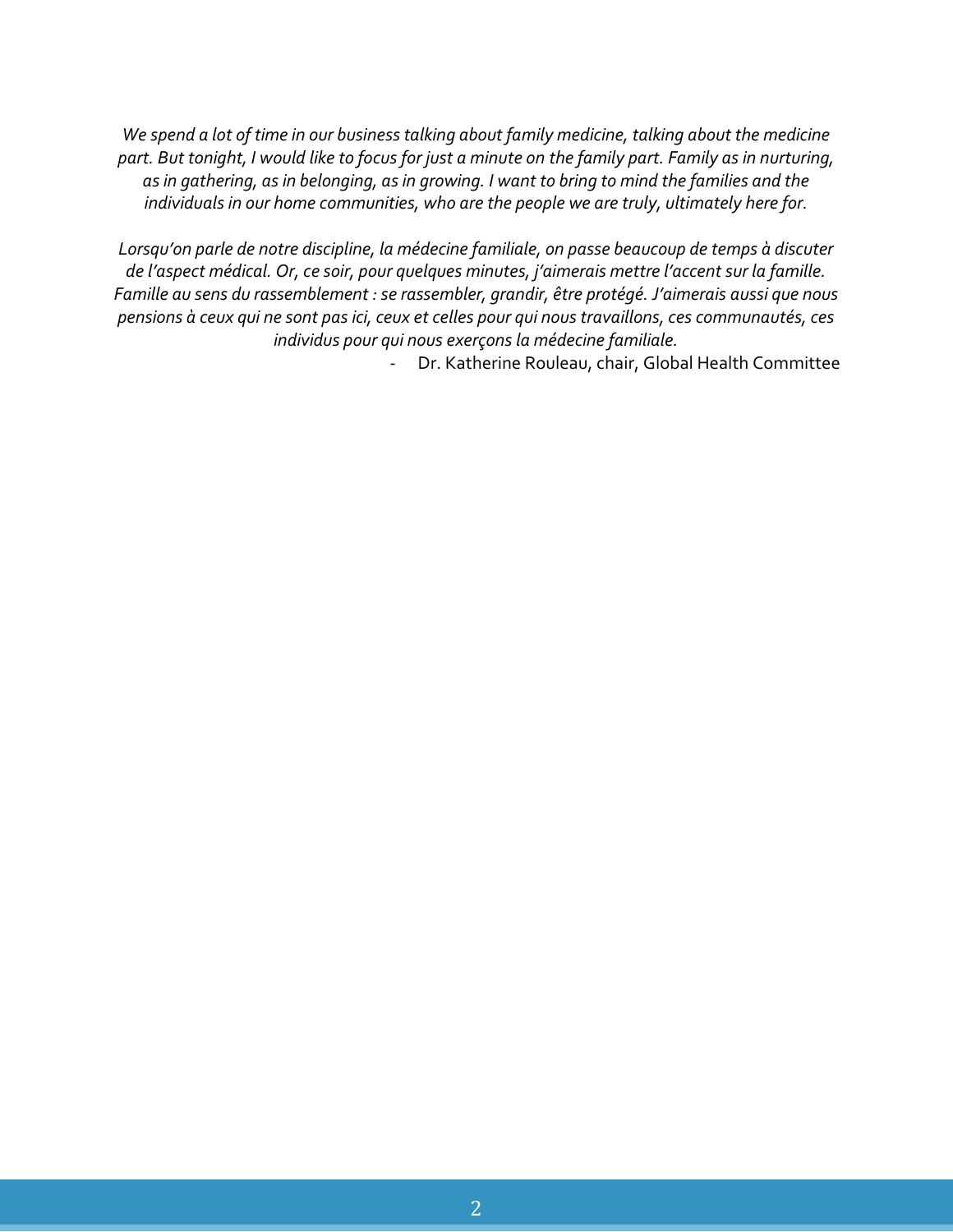*We spend a lot of time in our business talking about family medicine, talking about the medicine part. But tonight, I would like to focus for just a minute on the family part. Family as in nurturing, as in gathering, as in belonging, as in growing. I want to bring to mind the families and the individuals in our home communities, who are the people we are truly, ultimately here for.*

*Lorsqu'on parle de notre discipline, la médecine familiale, on passe beaucoup de temps à discuter de l'aspect médical. Or, ce soir, pour quelques minutes, j'aimerais mettre l'accent sur la famille. Famille au sens du rassemblement : se rassembler, grandir, être protégé. J'aimerais aussi que nous pensions à ceux qui ne sont pas ici, ceux et celles pour qui nous travaillons, ces communautés, ces individus pour qui nous exerçons la médecine familiale.*

- Dr. Katherine Rouleau, chair, Global Health Committee